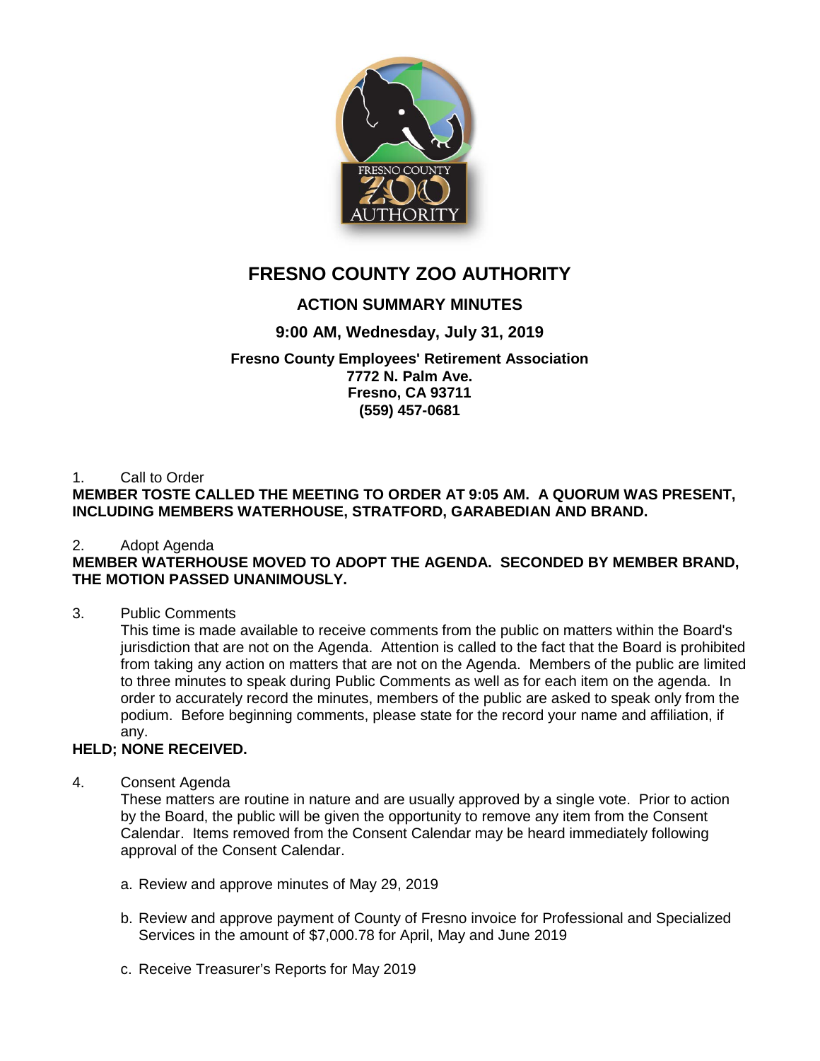# FRESNO COUNTY ZOO AUTHORITY

## ACTION SUMMARY MINUTES

### 9:00 AM, Wednesday, July 31, 2019

**Fresno County Employees' Retirement Association**
**7772 N. Palm Ave.**
**Fresno, CA 93711**
**(559) 457-0681**

1. Call to Order

**MEMBER TOSTE CALLED THE MEETING TO ORDER AT 9:05 AM. A QUORUM WAS PRESENT, INCLUDING MEMBERS WATERHOUSE, STRATFORD, GARABEDIAN AND BRAND.**

2. Adopt Agenda

**MEMBER WATERHOUSE MOVED TO ADOPT THE AGENDA. SECONDED BY MEMBER BRAND, THE MOTION PASSED UNANIMOUSLY.**

3. Public Comments

   This time is made available to receive comments from the public on matters within the Board's jurisdiction that are not on the Agenda. Attention is called to the fact that the Board is prohibited from taking any action on matters that are not on the Agenda. Members of the public are limited to three minutes to speak during Public Comments as well as for each item on the agenda. In order to accurately record the minutes, members of the public are asked to speak only from the podium. Before beginning comments, please state for the record your name and affiliation, if any.

**HELD; NONE RECEIVED.**

4. Consent Agenda

   These matters are routine in nature and are usually approved by a single vote. Prior to action by the Board, the public will be given the opportunity to remove any item from the Consent Calendar. Items removed from the Consent Calendar may be heard immediately following approval of the Consent Calendar.

   a. Review and approve minutes of May 29, 2019

   b. Review and approve payment of County of Fresno invoice for Professional and Specialized Services in the amount of $7,000.78 for April, May and June 2019

   c. Receive Treasurer's Reports for May 2019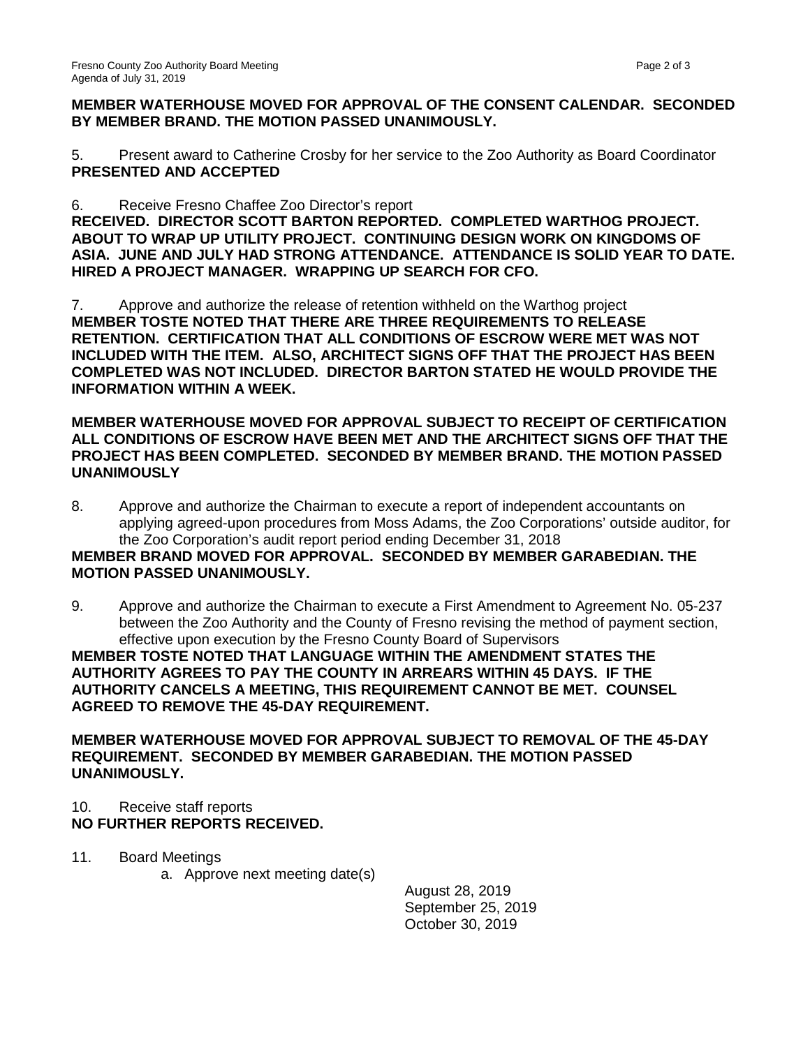**MEMBER WATERHOUSE MOVED FOR APPROVAL OF THE CONSENT CALENDAR. SECONDED BY MEMBER BRAND. THE MOTION PASSED UNANIMOUSLY.**

5. Present award to Catherine Crosby for her service to the Zoo Authority as Board Coordinator
**PRESENTED AND ACCEPTED**

6. Receive Fresno Chaffee Zoo Director's report
**RECEIVED. DIRECTOR SCOTT BARTON REPORTED. COMPLETED WARTHOG PROJECT. ABOUT TO WRAP UP UTILITY PROJECT. CONTINUING DESIGN WORK ON KINGDOMS OF ASIA. JUNE AND JULY HAD STRONG ATTENDANCE. ATTENDANCE IS SOLID YEAR TO DATE. HIRED A PROJECT MANAGER. WRAPPING UP SEARCH FOR CFO.**

7. Approve and authorize the release of retention withheld on the Warthog project
**MEMBER TOSTE NOTED THAT THERE ARE THREE REQUIREMENTS TO RELEASE RETENTION. CERTIFICATION THAT ALL CONDITIONS OF ESCROW WERE MET WAS NOT INCLUDED WITH THE ITEM. ALSO, ARCHITECT SIGNS OFF THAT THE PROJECT HAS BEEN COMPLETED WAS NOT INCLUDED. DIRECTOR BARTON STATED HE WOULD PROVIDE THE INFORMATION WITHIN A WEEK.**

**MEMBER WATERHOUSE MOVED FOR APPROVAL SUBJECT TO RECEIPT OF CERTIFICATION ALL CONDITIONS OF ESCROW HAVE BEEN MET AND THE ARCHITECT SIGNS OFF THAT THE PROJECT HAS BEEN COMPLETED. SECONDED BY MEMBER BRAND. THE MOTION PASSED UNANIMOUSLY**

8. Approve and authorize the Chairman to execute a report of independent accountants on applying agreed-upon procedures from Moss Adams, the Zoo Corporations' outside auditor, for the Zoo Corporation's audit report period ending December 31, 2018
**MEMBER BRAND MOVED FOR APPROVAL. SECONDED BY MEMBER GARABEDIAN. THE MOTION PASSED UNANIMOUSLY.**

9. Approve and authorize the Chairman to execute a First Amendment to Agreement No. 05-237 between the Zoo Authority and the County of Fresno revising the method of payment section, effective upon execution by the Fresno County Board of Supervisors
**MEMBER TOSTE NOTED THAT LANGUAGE WITHIN THE AMENDMENT STATES THE AUTHORITY AGREES TO PAY THE COUNTY IN ARREARS WITHIN 45 DAYS. IF THE AUTHORITY CANCELS A MEETING, THIS REQUIREMENT CANNOT BE MET. COUNSEL AGREED TO REMOVE THE 45-DAY REQUIREMENT.**

**MEMBER WATERHOUSE MOVED FOR APPROVAL SUBJECT TO REMOVAL OF THE 45-DAY REQUIREMENT. SECONDED BY MEMBER GARABEDIAN. THE MOTION PASSED UNANIMOUSLY.**

10. Receive staff reports
**NO FURTHER REPORTS RECEIVED.**

11. Board Meetings
    a. Approve next meeting date(s)

August 28, 2019
September 25, 2019
October 30, 2019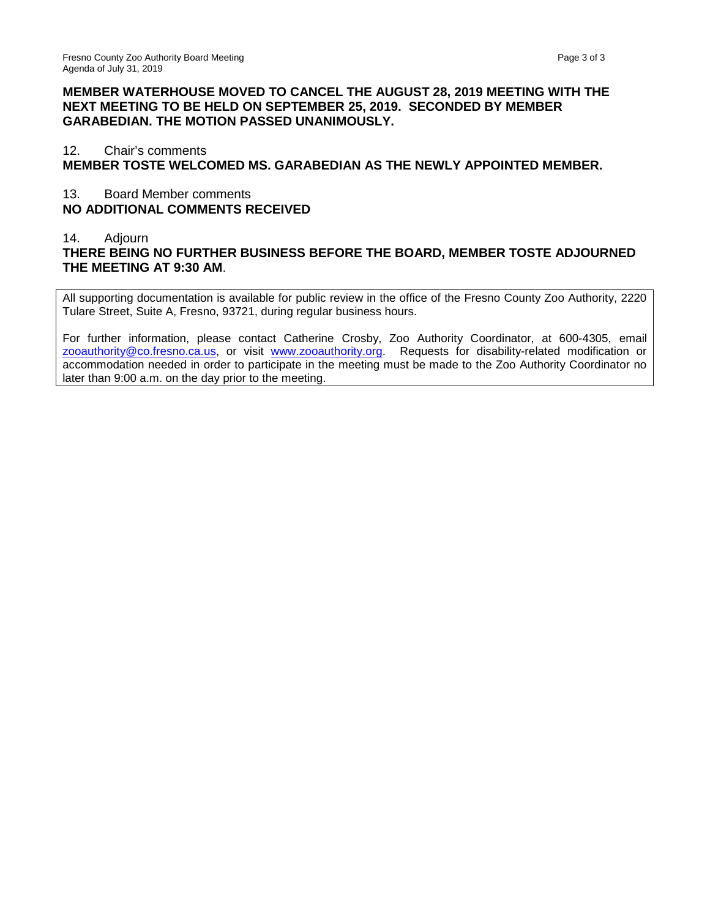**MEMBER WATERHOUSE MOVED TO CANCEL THE AUGUST 28, 2019 MEETING WITH THE NEXT MEETING TO BE HELD ON SEPTEMBER 25, 2019. SECONDED BY MEMBER GARABEDIAN. THE MOTION PASSED UNANIMOUSLY.**

12. Chair's comments

**MEMBER TOSTE WELCOMED MS. GARABEDIAN AS THE NEWLY APPOINTED MEMBER.**

13. Board Member comments

**NO ADDITIONAL COMMENTS RECEIVED**

14. Adjourn

**THERE BEING NO FURTHER BUSINESS BEFORE THE BOARD, MEMBER TOSTE ADJOURNED THE MEETING AT 9:30 AM**.

All supporting documentation is available for public review in the office of the Fresno County Zoo Authority, 2220 Tulare Street, Suite A, Fresno, 93721, during regular business hours.

For further information, please contact Catherine Crosby, Zoo Authority Coordinator, at 600-4305, email zooauthority@co.fresno.ca.us, or visit www.zooauthority.org. Requests for disability-related modification or accommodation needed in order to participate in the meeting must be made to the Zoo Authority Coordinator no later than 9:00 a.m. on the day prior to the meeting.